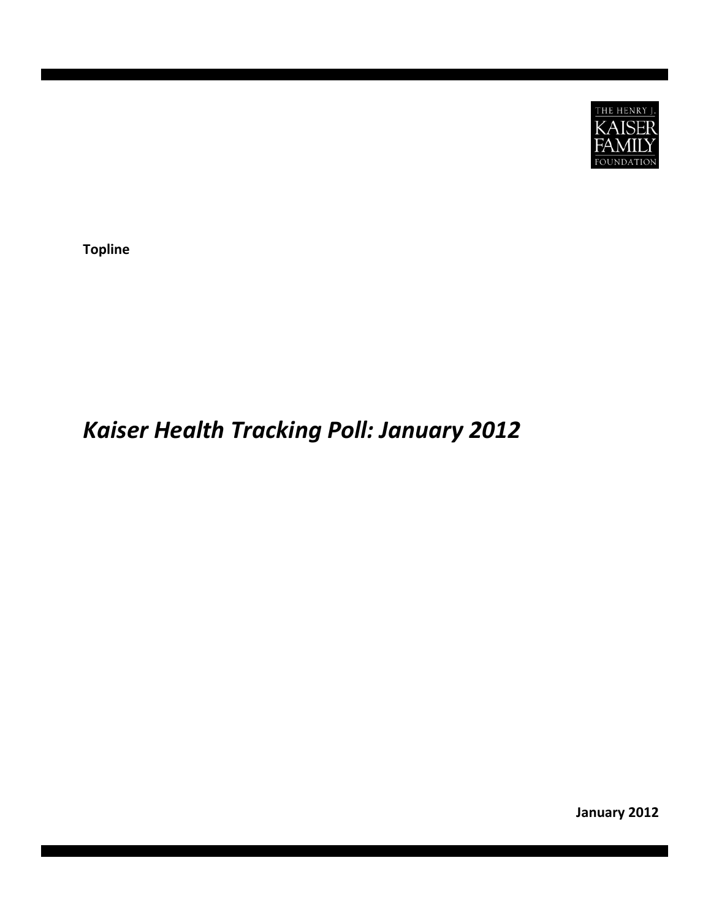THE HENRY J. KAISER FAMILY FOUNDATION

**Topline**

# *Kaiser Health Tracking Poll: January 2012*

**January 2012**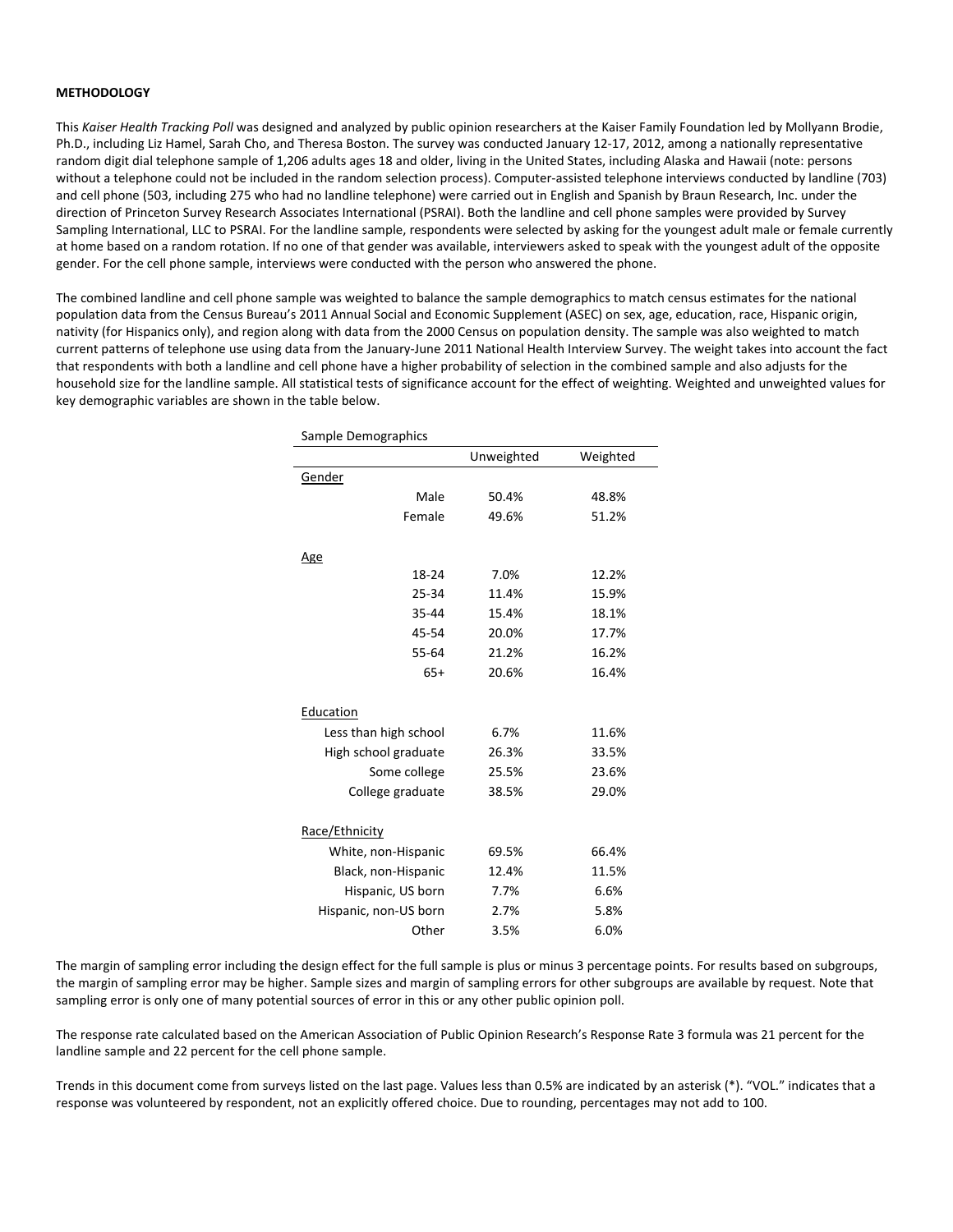**METHODOLOGY**

This *Kaiser Health Tracking Poll* was designed and analyzed by public opinion researchers at the Kaiser Family Foundation led by Mollyann Brodie, Ph.D., including Liz Hamel, Sarah Cho, and Theresa Boston. The survey was conducted January 12-17, 2012, among a nationally representative random digit dial telephone sample of 1,206 adults ages 18 and older, living in the United States, including Alaska and Hawaii (note: persons without a telephone could not be included in the random selection process). Computer-assisted telephone interviews conducted by landline (703) and cell phone (503, including 275 who had no landline telephone) were carried out in English and Spanish by Braun Research, Inc. under the direction of Princeton Survey Research Associates International (PSRAI). Both the landline and cell phone samples were provided by Survey Sampling International, LLC to PSRAI. For the landline sample, respondents were selected by asking for the youngest adult male or female currently at home based on a random rotation. If no one of that gender was available, interviewers asked to speak with the youngest adult of the opposite gender. For the cell phone sample, interviews were conducted with the person who answered the phone.

The combined landline and cell phone sample was weighted to balance the sample demographics to match census estimates for the national population data from the Census Bureau's 2011 Annual Social and Economic Supplement (ASEC) on sex, age, education, race, Hispanic origin, nativity (for Hispanics only), and region along with data from the 2000 Census on population density. The sample was also weighted to match current patterns of telephone use using data from the January-June 2011 National Health Interview Survey. The weight takes into account the fact that respondents with both a landline and cell phone have a higher probability of selection in the combined sample and also adjusts for the household size for the landline sample. All statistical tests of significance account for the effect of weighting. Weighted and unweighted values for key demographic variables are shown in the table below.

| Sample Demographics | Unweighted | Weighted |
|---|---|---|
| Gender | | |
| Male | 50.4% | 48.8% |
| Female | 49.6% | 51.2% |
| Age | | |
| 18-24 | 7.0% | 12.2% |
| 25-34 | 11.4% | 15.9% |
| 35-44 | 15.4% | 18.1% |
| 45-54 | 20.0% | 17.7% |
| 55-64 | 21.2% | 16.2% |
| 65+ | 20.6% | 16.4% |
| Education | | |
| Less than high school | 6.7% | 11.6% |
| High school graduate | 26.3% | 33.5% |
| Some college | 25.5% | 23.6% |
| College graduate | 38.5% | 29.0% |
| Race/Ethnicity | | |
| White, non-Hispanic | 69.5% | 66.4% |
| Black, non-Hispanic | 12.4% | 11.5% |
| Hispanic, US born | 7.7% | 6.6% |
| Hispanic, non-US born | 2.7% | 5.8% |
| Other | 3.5% | 6.0% |

The margin of sampling error including the design effect for the full sample is plus or minus 3 percentage points. For results based on subgroups, the margin of sampling error may be higher. Sample sizes and margin of sampling errors for other subgroups are available by request. Note that sampling error is only one of many potential sources of error in this or any other public opinion poll.

The response rate calculated based on the American Association of Public Opinion Research's Response Rate 3 formula was 21 percent for the landline sample and 22 percent for the cell phone sample.

Trends in this document come from surveys listed on the last page. Values less than 0.5% are indicated by an asterisk (*). "VOL." indicates that a response was volunteered by respondent, not an explicitly offered choice. Due to rounding, percentages may not add to 100.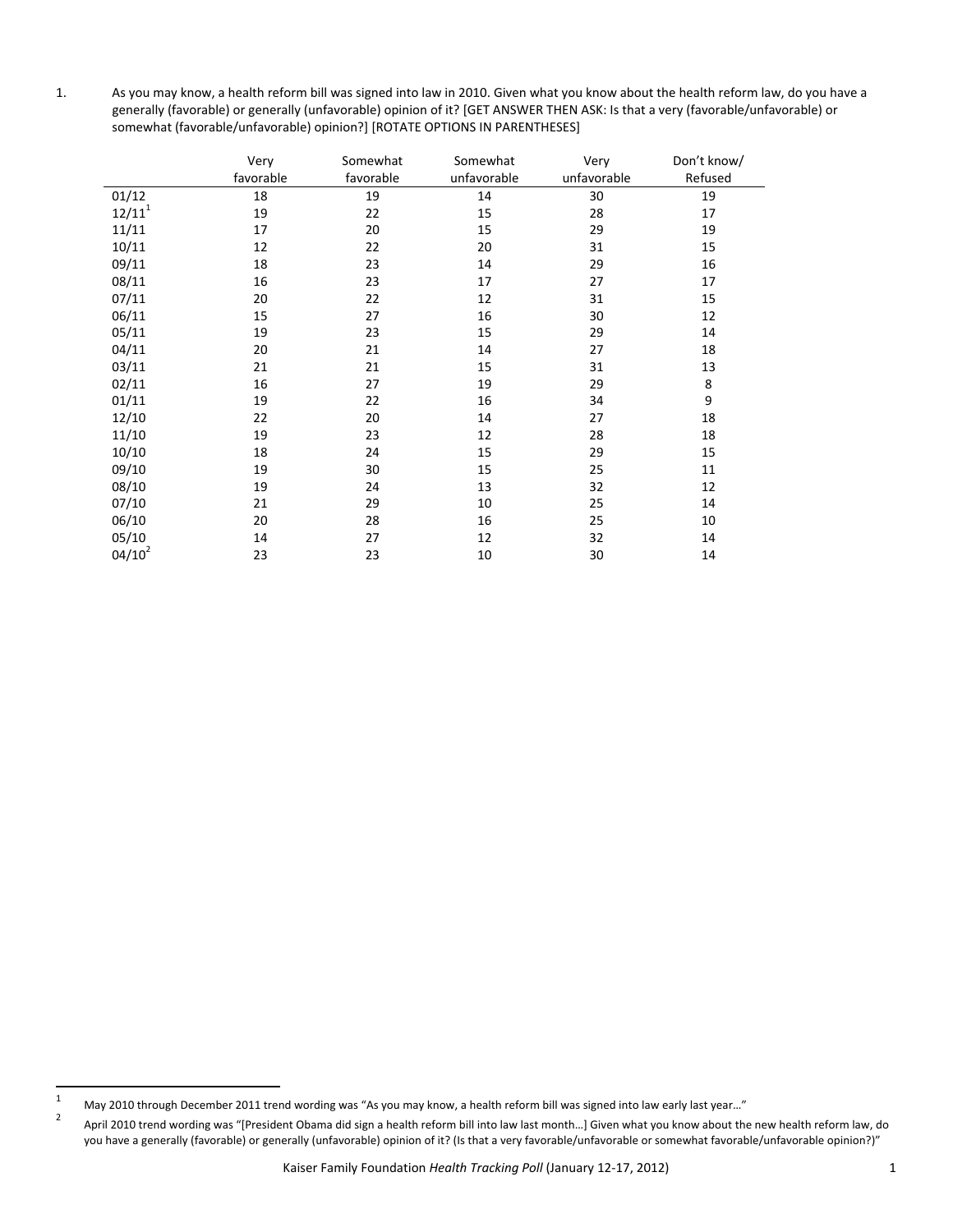1. As you may know, a health reform bill was signed into law in 2010. Given what you know about the health reform law, do you have a generally (favorable) or generally (unfavorable) opinion of it? [GET ANSWER THEN ASK: Is that a very (favorable/unfavorable) or somewhat (favorable/unfavorable) opinion?] [ROTATE OPTIONS IN PARENTHESES]

| | Very favorable | Somewhat favorable | Somewhat unfavorable | Very unfavorable | Don't know/ Refused |
|---|---|---|---|---|---|
| 01/12 | 18 | 19 | 14 | 30 | 19 |
| 12/11[1] | 19 | 22 | 15 | 28 | 17 |
| 11/11 | 17 | 20 | 15 | 29 | 19 |
| 10/11 | 12 | 22 | 20 | 31 | 15 |
| 09/11 | 18 | 23 | 14 | 29 | 16 |
| 08/11 | 16 | 23 | 17 | 27 | 17 |
| 07/11 | 20 | 22 | 12 | 31 | 15 |
| 06/11 | 15 | 27 | 16 | 30 | 12 |
| 05/11 | 19 | 23 | 15 | 29 | 14 |
| 04/11 | 20 | 21 | 14 | 27 | 18 |
| 03/11 | 21 | 21 | 15 | 31 | 13 |
| 02/11 | 16 | 27 | 19 | 29 | 8 |
| 01/11 | 19 | 22 | 16 | 34 | 9 |
| 12/10 | 22 | 20 | 14 | 27 | 18 |
| 11/10 | 19 | 23 | 12 | 28 | 18 |
| 10/10 | 18 | 24 | 15 | 29 | 15 |
| 09/10 | 19 | 30 | 15 | 25 | 11 |
| 08/10 | 19 | 24 | 13 | 32 | 12 |
| 07/10 | 21 | 29 | 10 | 25 | 14 |
| 06/10 | 20 | 28 | 16 | 25 | 10 |
| 05/10 | 14 | 27 | 12 | 32 | 14 |
| 04/10[2] | 23 | 23 | 10 | 30 | 14 |

[1] May 2010 through December 2011 trend wording was "As you may know, a health reform bill was signed into law early last year…"

[2] April 2010 trend wording was "[President Obama did sign a health reform bill into law last month…] Given what you know about the new health reform law, do you have a generally (favorable) or generally (unfavorable) opinion of it? (Is that a very favorable/unfavorable or somewhat favorable/unfavorable opinion?)"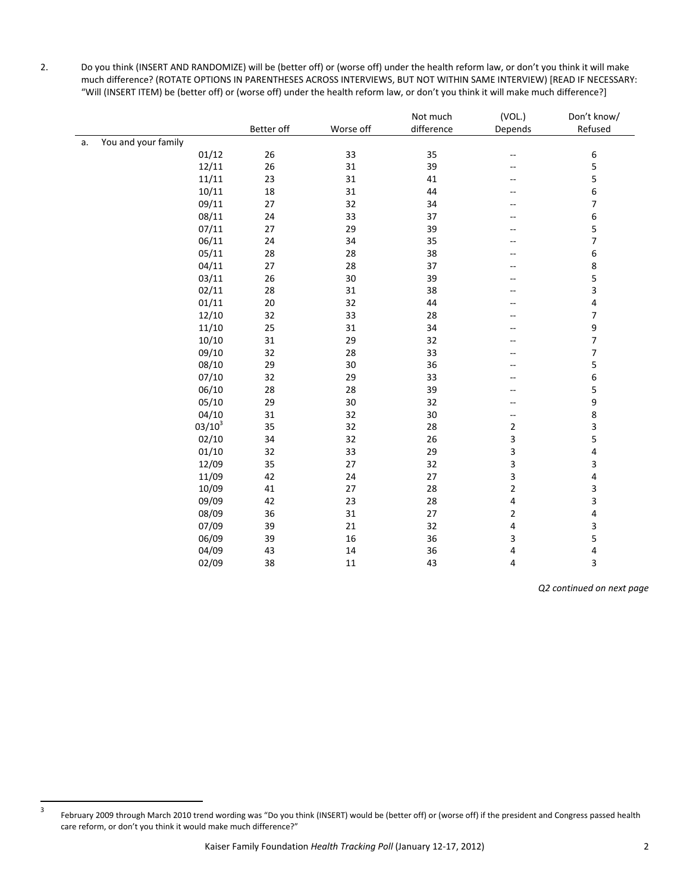2. Do you think (INSERT AND RANDOMIZE) will be (better off) or (worse off) under the health reform law, or don't you think it will make much difference? (ROTATE OPTIONS IN PARENTHESES ACROSS INTERVIEWS, BUT NOT WITHIN SAME INTERVIEW) [READ IF NECESSARY: "Will (INSERT ITEM) be (better off) or (worse off) under the health reform law, or don't you think it will make much difference?]

| | Better off | Worse off | Not much difference | (VOL.) Depends | Don't know/ Refused |
|---|---|---|---|---|---|
| a. You and your family | | | | | |
| 01/12 | 26 | 33 | 35 | -- | 6 |
| 12/11 | 26 | 31 | 39 | -- | 5 |
| 11/11 | 23 | 31 | 41 | -- | 5 |
| 10/11 | 18 | 31 | 44 | -- | 6 |
| 09/11 | 27 | 32 | 34 | -- | 7 |
| 08/11 | 24 | 33 | 37 | -- | 6 |
| 07/11 | 27 | 29 | 39 | -- | 5 |
| 06/11 | 24 | 34 | 35 | -- | 7 |
| 05/11 | 28 | 28 | 38 | -- | 6 |
| 04/11 | 27 | 28 | 37 | -- | 8 |
| 03/11 | 26 | 30 | 39 | -- | 5 |
| 02/11 | 28 | 31 | 38 | -- | 3 |
| 01/11 | 20 | 32 | 44 | -- | 4 |
| 12/10 | 32 | 33 | 28 | -- | 7 |
| 11/10 | 25 | 31 | 34 | -- | 9 |
| 10/10 | 31 | 29 | 32 | -- | 7 |
| 09/10 | 32 | 28 | 33 | -- | 7 |
| 08/10 | 29 | 30 | 36 | -- | 5 |
| 07/10 | 32 | 29 | 33 | -- | 6 |
| 06/10 | 28 | 28 | 39 | -- | 5 |
| 05/10 | 29 | 30 | 32 | -- | 9 |
| 04/10 | 31 | 32 | 30 | -- | 8 |
| 03/10[3] | 35 | 32 | 28 | 2 | 3 |
| 02/10 | 34 | 32 | 26 | 3 | 5 |
| 01/10 | 32 | 33 | 29 | 3 | 4 |
| 12/09 | 35 | 27 | 32 | 3 | 3 |
| 11/09 | 42 | 24 | 27 | 3 | 4 |
| 10/09 | 41 | 27 | 28 | 2 | 3 |
| 09/09 | 42 | 23 | 28 | 4 | 3 |
| 08/09 | 36 | 31 | 27 | 2 | 4 |
| 07/09 | 39 | 21 | 32 | 4 | 3 |
| 06/09 | 39 | 16 | 36 | 3 | 5 |
| 04/09 | 43 | 14 | 36 | 4 | 4 |
| 02/09 | 38 | 11 | 43 | 4 | 3 |

*Q2 continued on next page*

[3] February 2009 through March 2010 trend wording was "Do you think (INSERT) would be (better off) or (worse off) if the president and Congress passed health care reform, or don't you think it would make much difference?"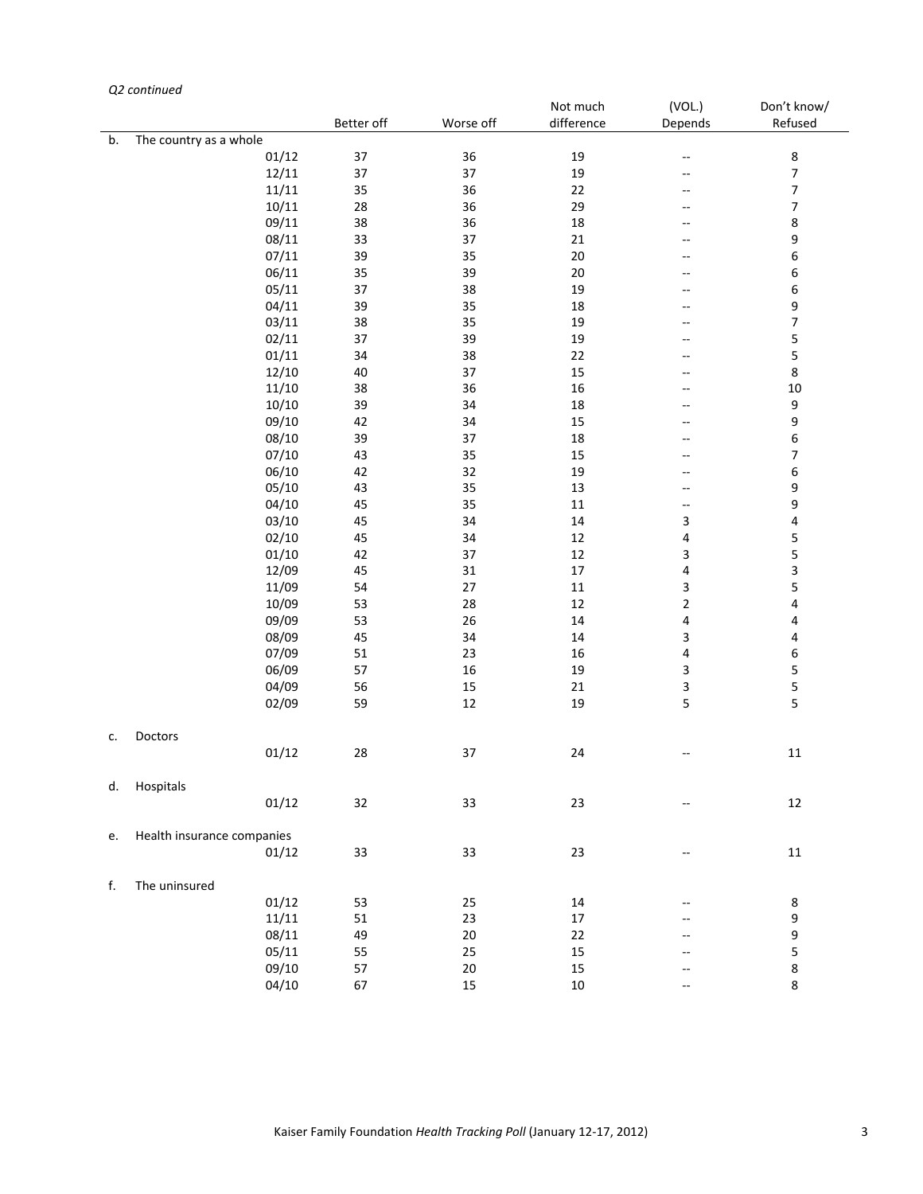*Q2 continued*

| | | Better off | Worse off | Not much difference | (VOL.) Depends | Don't know/ Refused |
|---|---|---|---|---|---|---|
| b. | The country as a whole | | | | | |
| | 01/12 | 37 | 36 | 19 | -- | 8 |
| | 12/11 | 37 | 37 | 19 | -- | 7 |
| | 11/11 | 35 | 36 | 22 | -- | 7 |
| | 10/11 | 28 | 36 | 29 | -- | 7 |
| | 09/11 | 38 | 36 | 18 | -- | 8 |
| | 08/11 | 33 | 37 | 21 | -- | 9 |
| | 07/11 | 39 | 35 | 20 | -- | 6 |
| | 06/11 | 35 | 39 | 20 | -- | 6 |
| | 05/11 | 37 | 38 | 19 | -- | 6 |
| | 04/11 | 39 | 35 | 18 | -- | 9 |
| | 03/11 | 38 | 35 | 19 | -- | 7 |
| | 02/11 | 37 | 39 | 19 | -- | 5 |
| | 01/11 | 34 | 38 | 22 | -- | 5 |
| | 12/10 | 40 | 37 | 15 | -- | 8 |
| | 11/10 | 38 | 36 | 16 | -- | 10 |
| | 10/10 | 39 | 34 | 18 | -- | 9 |
| | 09/10 | 42 | 34 | 15 | -- | 9 |
| | 08/10 | 39 | 37 | 18 | -- | 6 |
| | 07/10 | 43 | 35 | 15 | -- | 7 |
| | 06/10 | 42 | 32 | 19 | -- | 6 |
| | 05/10 | 43 | 35 | 13 | -- | 9 |
| | 04/10 | 45 | 35 | 11 | -- | 9 |
| | 03/10 | 45 | 34 | 14 | 3 | 4 |
| | 02/10 | 45 | 34 | 12 | 4 | 5 |
| | 01/10 | 42 | 37 | 12 | 3 | 5 |
| | 12/09 | 45 | 31 | 17 | 4 | 3 |
| | 11/09 | 54 | 27 | 11 | 3 | 5 |
| | 10/09 | 53 | 28 | 12 | 2 | 4 |
| | 09/09 | 53 | 26 | 14 | 4 | 4 |
| | 08/09 | 45 | 34 | 14 | 3 | 4 |
| | 07/09 | 51 | 23 | 16 | 4 | 6 |
| | 06/09 | 57 | 16 | 19 | 3 | 5 |
| | 04/09 | 56 | 15 | 21 | 3 | 5 |
| | 02/09 | 59 | 12 | 19 | 5 | 5 |
| c. | Doctors | | | | | |
| | 01/12 | 28 | 37 | 24 | -- | 11 |
| d. | Hospitals | | | | | |
| | 01/12 | 32 | 33 | 23 | -- | 12 |
| e. | Health insurance companies | | | | | |
| | 01/12 | 33 | 33 | 23 | -- | 11 |
| f. | The uninsured | | | | | |
| | 01/12 | 53 | 25 | 14 | -- | 8 |
| | 11/11 | 51 | 23 | 17 | -- | 9 |
| | 08/11 | 49 | 20 | 22 | -- | 9 |
| | 05/11 | 55 | 25 | 15 | -- | 5 |
| | 09/10 | 57 | 20 | 15 | -- | 8 |
| | 04/10 | 67 | 15 | 10 | -- | 8 |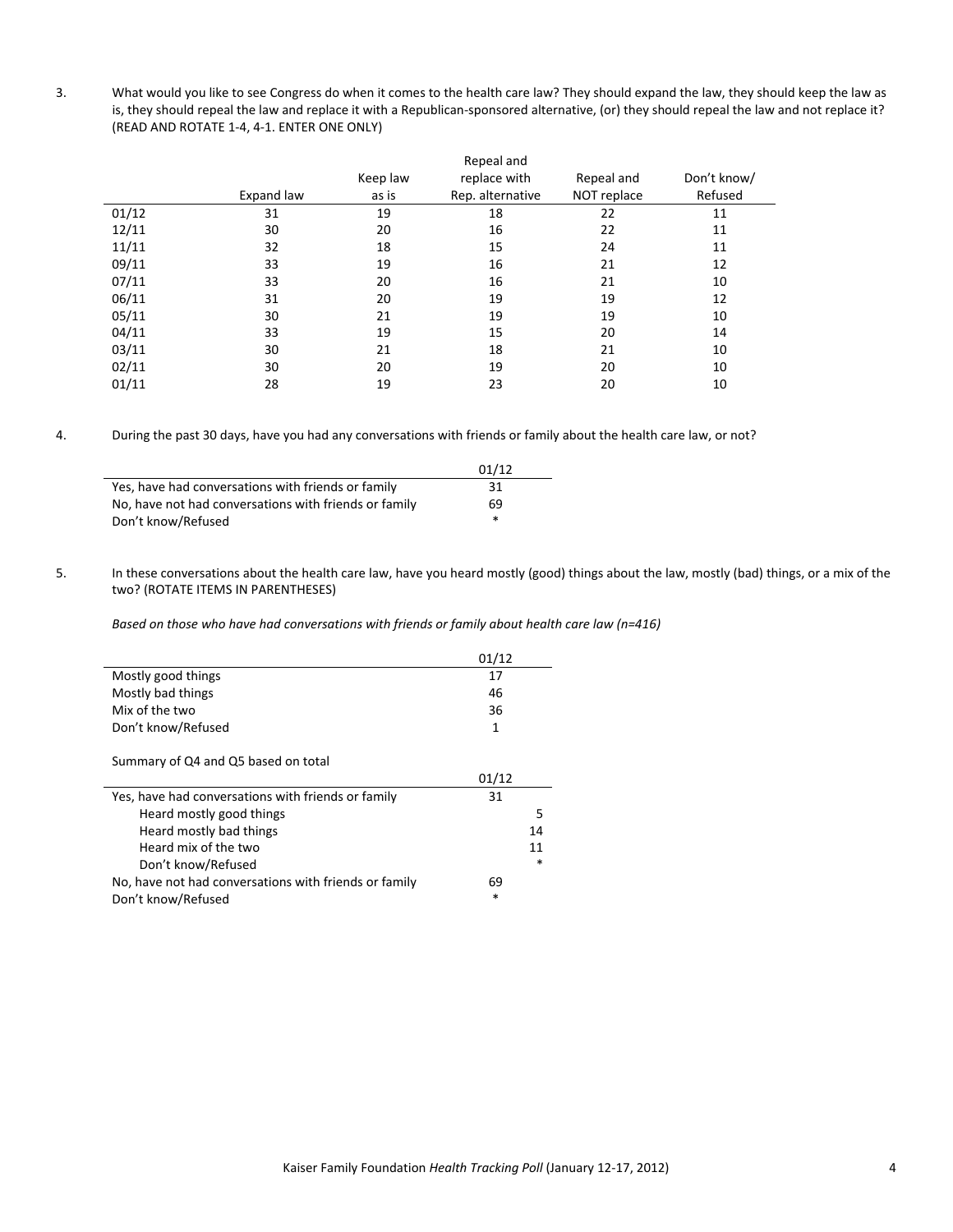3. What would you like to see Congress do when it comes to the health care law? They should expand the law, they should keep the law as is, they should repeal the law and replace it with a Republican-sponsored alternative, (or) they should repeal the law and not replace it? (READ AND ROTATE 1-4, 4-1. ENTER ONE ONLY)

| | Expand law | Keep law as is | Repeal and replace with Rep. alternative | Repeal and NOT replace | Don't know/ Refused |
|---|---|---|---|---|---|
| 01/12 | 31 | 19 | 18 | 22 | 11 |
| 12/11 | 30 | 20 | 16 | 22 | 11 |
| 11/11 | 32 | 18 | 15 | 24 | 11 |
| 09/11 | 33 | 19 | 16 | 21 | 12 |
| 07/11 | 33 | 20 | 16 | 21 | 10 |
| 06/11 | 31 | 20 | 19 | 19 | 12 |
| 05/11 | 30 | 21 | 19 | 19 | 10 |
| 04/11 | 33 | 19 | 15 | 20 | 14 |
| 03/11 | 30 | 21 | 18 | 21 | 10 |
| 02/11 | 30 | 20 | 19 | 20 | 10 |
| 01/11 | 28 | 19 | 23 | 20 | 10 |

4. During the past 30 days, have you had any conversations with friends or family about the health care law, or not?

| | 01/12 |
|---|---|
| Yes, have had conversations with friends or family | 31 |
| No, have not had conversations with friends or family | 69 |
| Don't know/Refused | * |

5. In these conversations about the health care law, have you heard mostly (good) things about the law, mostly (bad) things, or a mix of the two? (ROTATE ITEMS IN PARENTHESES)

*Based on those who have had conversations with friends or family about health care law (n=416)*

| | 01/12 |
|---|---|
| Mostly good things | 17 |
| Mostly bad things | 46 |
| Mix of the two | 36 |
| Don't know/Refused | 1 |

Summary of Q4 and Q5 based on total

| | 01/12 | |
|---|---|---|
| Yes, have had conversations with friends or family | 31 | |
| Heard mostly good things | | 5 |
| Heard mostly bad things | | 14 |
| Heard mix of the two | | 11 |
| Don't know/Refused | | * |
| No, have not had conversations with friends or family | 69 | |
| Don't know/Refused | * | |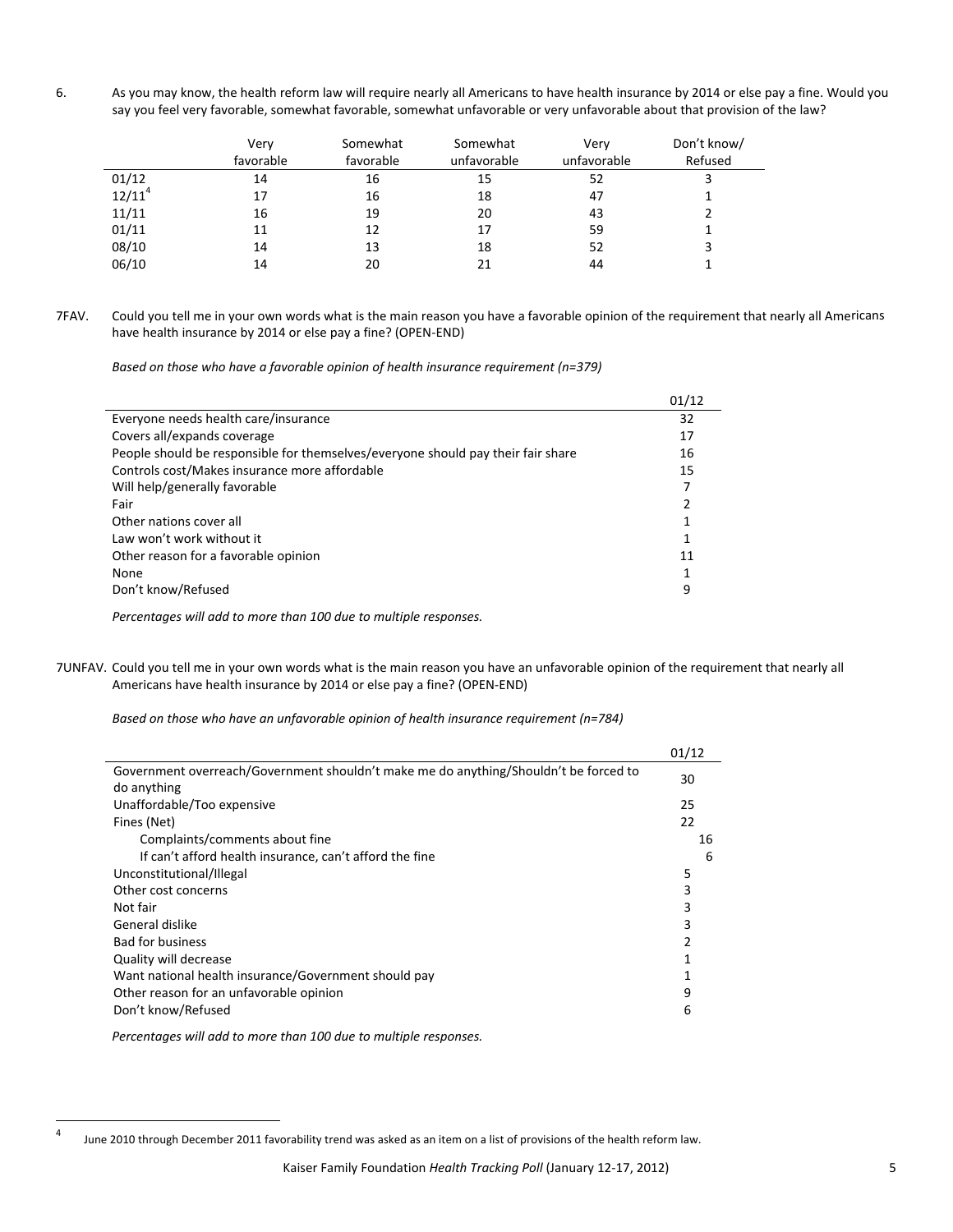6. As you may know, the health reform law will require nearly all Americans to have health insurance by 2014 or else pay a fine. Would you say you feel very favorable, somewhat favorable, somewhat unfavorable or very unfavorable about that provision of the law?

| | Very favorable | Somewhat favorable | Somewhat unfavorable | Very unfavorable | Don't know/ Refused |
|---|---|---|---|---|---|
| 01/12 | 14 | 16 | 15 | 52 | 3 |
| 12/11[4] | 17 | 16 | 18 | 47 | 1 |
| 11/11 | 16 | 19 | 20 | 43 | 2 |
| 01/11 | 11 | 12 | 17 | 59 | 1 |
| 08/10 | 14 | 13 | 18 | 52 | 3 |
| 06/10 | 14 | 20 | 21 | 44 | 1 |

7FAV. Could you tell me in your own words what is the main reason you have a favorable opinion of the requirement that nearly all Americans have health insurance by 2014 or else pay a fine? (OPEN-END)

*Based on those who have a favorable opinion of health insurance requirement (n=379)*

| | 01/12 |
|---|---|
| Everyone needs health care/insurance | 32 |
| Covers all/expands coverage | 17 |
| People should be responsible for themselves/everyone should pay their fair share | 16 |
| Controls cost/Makes insurance more affordable | 15 |
| Will help/generally favorable | 7 |
| Fair | 2 |
| Other nations cover all | 1 |
| Law won't work without it | 1 |
| Other reason for a favorable opinion | 11 |
| None | 1 |
| Don't know/Refused | 9 |

*Percentages will add to more than 100 due to multiple responses.*

7UNFAV. Could you tell me in your own words what is the main reason you have an unfavorable opinion of the requirement that nearly all Americans have health insurance by 2014 or else pay a fine? (OPEN-END)

*Based on those who have an unfavorable opinion of health insurance requirement (n=784)*

| | 01/12 |
|---|---|
| Government overreach/Government shouldn't make me do anything/Shouldn't be forced to do anything | 30 |
| Unaffordable/Too expensive | 25 |
| Fines (Net) | 22 |
| Complaints/comments about fine | 16 |
| If can't afford health insurance, can't afford the fine | 6 |
| Unconstitutional/Illegal | 5 |
| Other cost concerns | 3 |
| Not fair | 3 |
| General dislike | 3 |
| Bad for business | 2 |
| Quality will decrease | 1 |
| Want national health insurance/Government should pay | 1 |
| Other reason for an unfavorable opinion | 9 |
| Don't know/Refused | 6 |

*Percentages will add to more than 100 due to multiple responses.*

[4] June 2010 through December 2011 favorability trend was asked as an item on a list of provisions of the health reform law.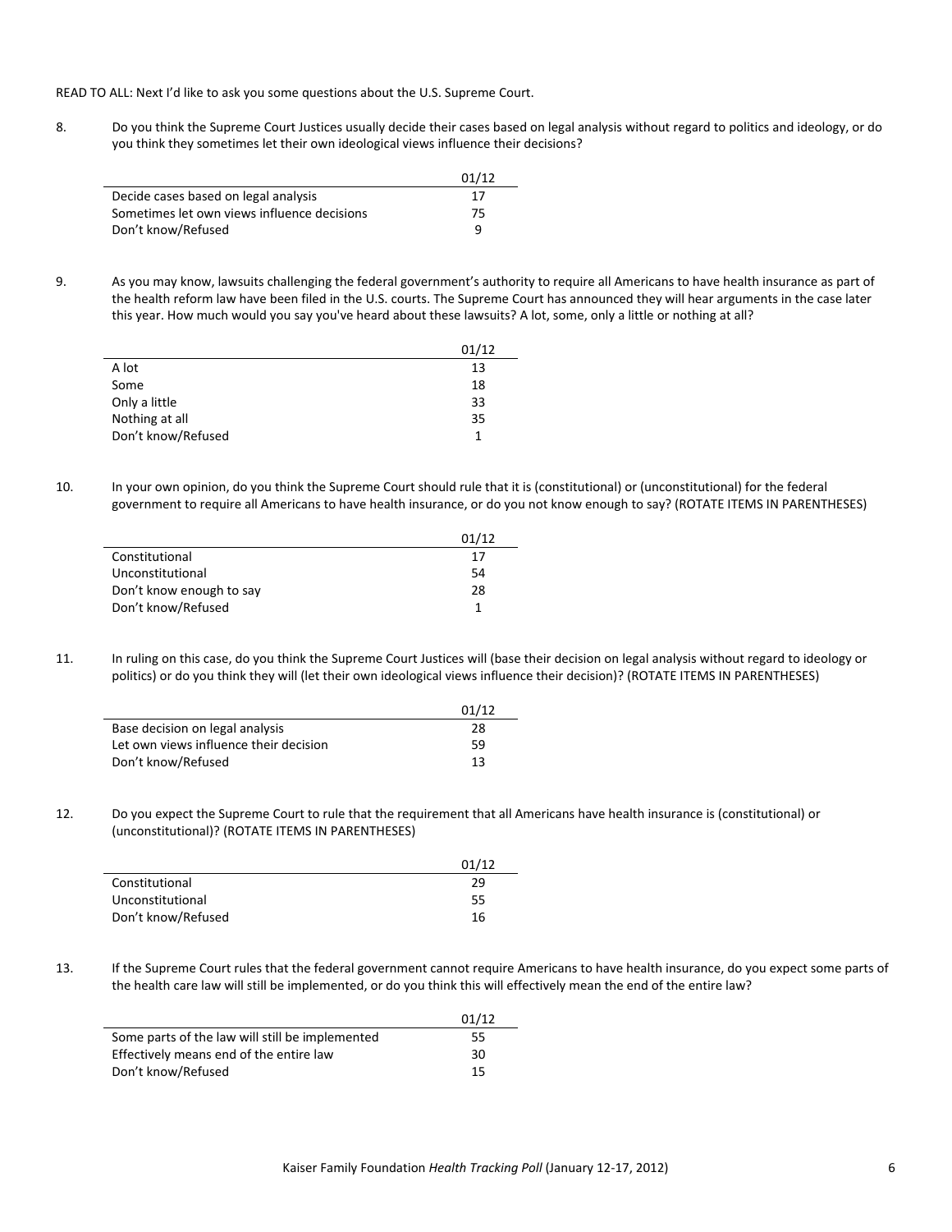READ TO ALL: Next I'd like to ask you some questions about the U.S. Supreme Court.

8. Do you think the Supreme Court Justices usually decide their cases based on legal analysis without regard to politics and ideology, or do you think they sometimes let their own ideological views influence their decisions?

| | 01/12 |
|---|---|
| Decide cases based on legal analysis | 17 |
| Sometimes let own views influence decisions | 75 |
| Don't know/Refused | 9 |

9. As you may know, lawsuits challenging the federal government's authority to require all Americans to have health insurance as part of the health reform law have been filed in the U.S. courts. The Supreme Court has announced they will hear arguments in the case later this year. How much would you say you've heard about these lawsuits? A lot, some, only a little or nothing at all?

| | 01/12 |
|---|---|
| A lot | 13 |
| Some | 18 |
| Only a little | 33 |
| Nothing at all | 35 |
| Don't know/Refused | 1 |

10. In your own opinion, do you think the Supreme Court should rule that it is (constitutional) or (unconstitutional) for the federal government to require all Americans to have health insurance, or do you not know enough to say? (ROTATE ITEMS IN PARENTHESES)

| | 01/12 |
|---|---|
| Constitutional | 17 |
| Unconstitutional | 54 |
| Don't know enough to say | 28 |
| Don't know/Refused | 1 |

11. In ruling on this case, do you think the Supreme Court Justices will (base their decision on legal analysis without regard to ideology or politics) or do you think they will (let their own ideological views influence their decision)? (ROTATE ITEMS IN PARENTHESES)

| | 01/12 |
|---|---|
| Base decision on legal analysis | 28 |
| Let own views influence their decision | 59 |
| Don't know/Refused | 13 |

12. Do you expect the Supreme Court to rule that the requirement that all Americans have health insurance is (constitutional) or (unconstitutional)? (ROTATE ITEMS IN PARENTHESES)

| | 01/12 |
|---|---|
| Constitutional | 29 |
| Unconstitutional | 55 |
| Don't know/Refused | 16 |

13. If the Supreme Court rules that the federal government cannot require Americans to have health insurance, do you expect some parts of the health care law will still be implemented, or do you think this will effectively mean the end of the entire law?

| | 01/12 |
|---|---|
| Some parts of the law will still be implemented | 55 |
| Effectively means end of the entire law | 30 |
| Don't know/Refused | 15 |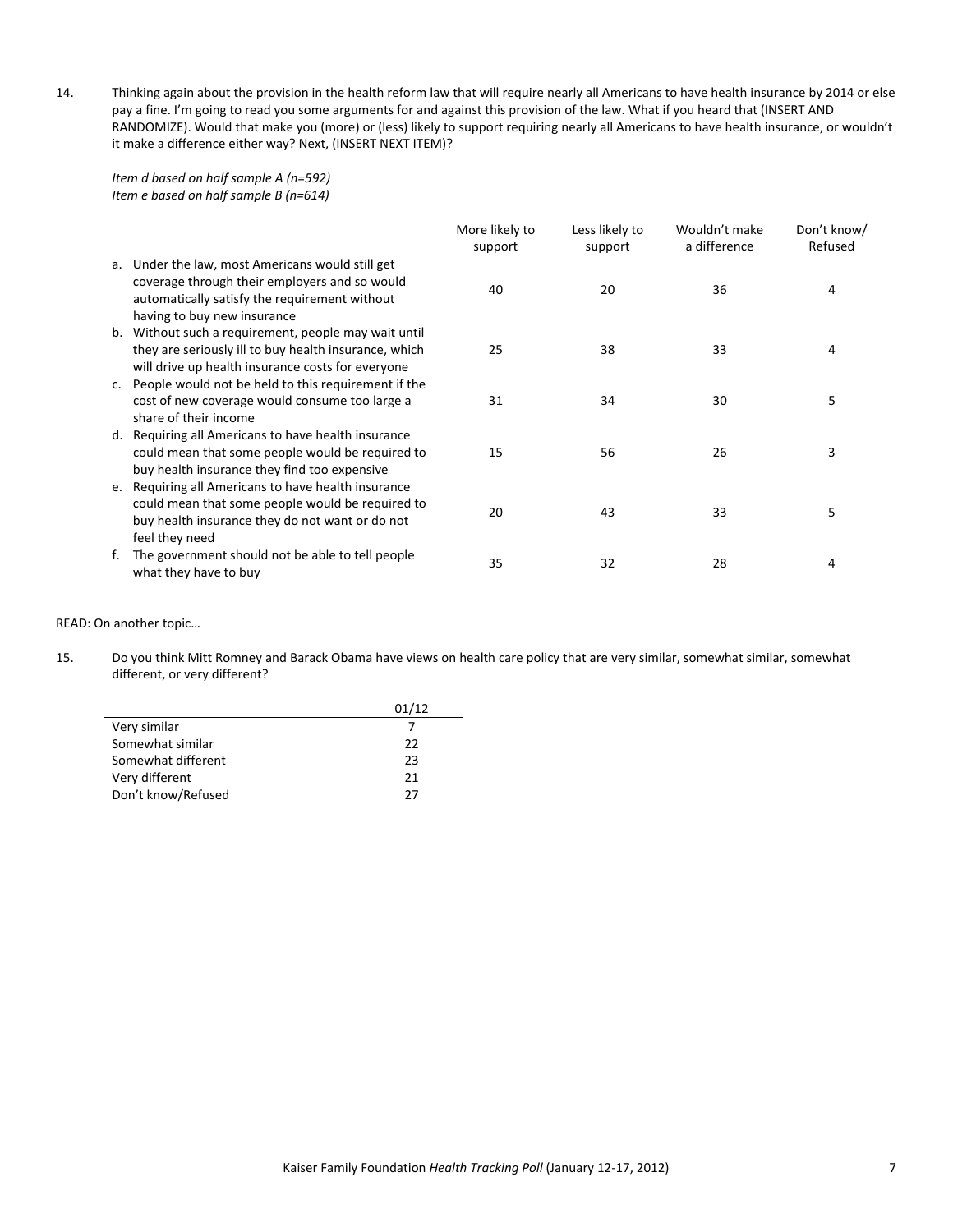14. Thinking again about the provision in the health reform law that will require nearly all Americans to have health insurance by 2014 or else pay a fine. I'm going to read you some arguments for and against this provision of the law. What if you heard that (INSERT AND RANDOMIZE). Would that make you (more) or (less) likely to support requiring nearly all Americans to have health insurance, or wouldn't it make a difference either way? Next, (INSERT NEXT ITEM)?

*Item d based on half sample A (n=592)*
*Item e based on half sample B (n=614)*

| | More likely to support | Less likely to support | Wouldn't make a difference | Don't know/ Refused |
|---|---|---|---|---|
| a. Under the law, most Americans would still get coverage through their employers and so would automatically satisfy the requirement without having to buy new insurance | 40 | 20 | 36 | 4 |
| b. Without such a requirement, people may wait until they are seriously ill to buy health insurance, which will drive up health insurance costs for everyone | 25 | 38 | 33 | 4 |
| c. People would not be held to this requirement if the cost of new coverage would consume too large a share of their income | 31 | 34 | 30 | 5 |
| d. Requiring all Americans to have health insurance could mean that some people would be required to buy health insurance they find too expensive | 15 | 56 | 26 | 3 |
| e. Requiring all Americans to have health insurance could mean that some people would be required to buy health insurance they do not want or do not feel they need | 20 | 43 | 33 | 5 |
| f. The government should not be able to tell people what they have to buy | 35 | 32 | 28 | 4 |

READ: On another topic…

15. Do you think Mitt Romney and Barack Obama have views on health care policy that are very similar, somewhat similar, somewhat different, or very different?

| | 01/12 |
|---|---|
| Very similar | 7 |
| Somewhat similar | 22 |
| Somewhat different | 23 |
| Very different | 21 |
| Don't know/Refused | 27 |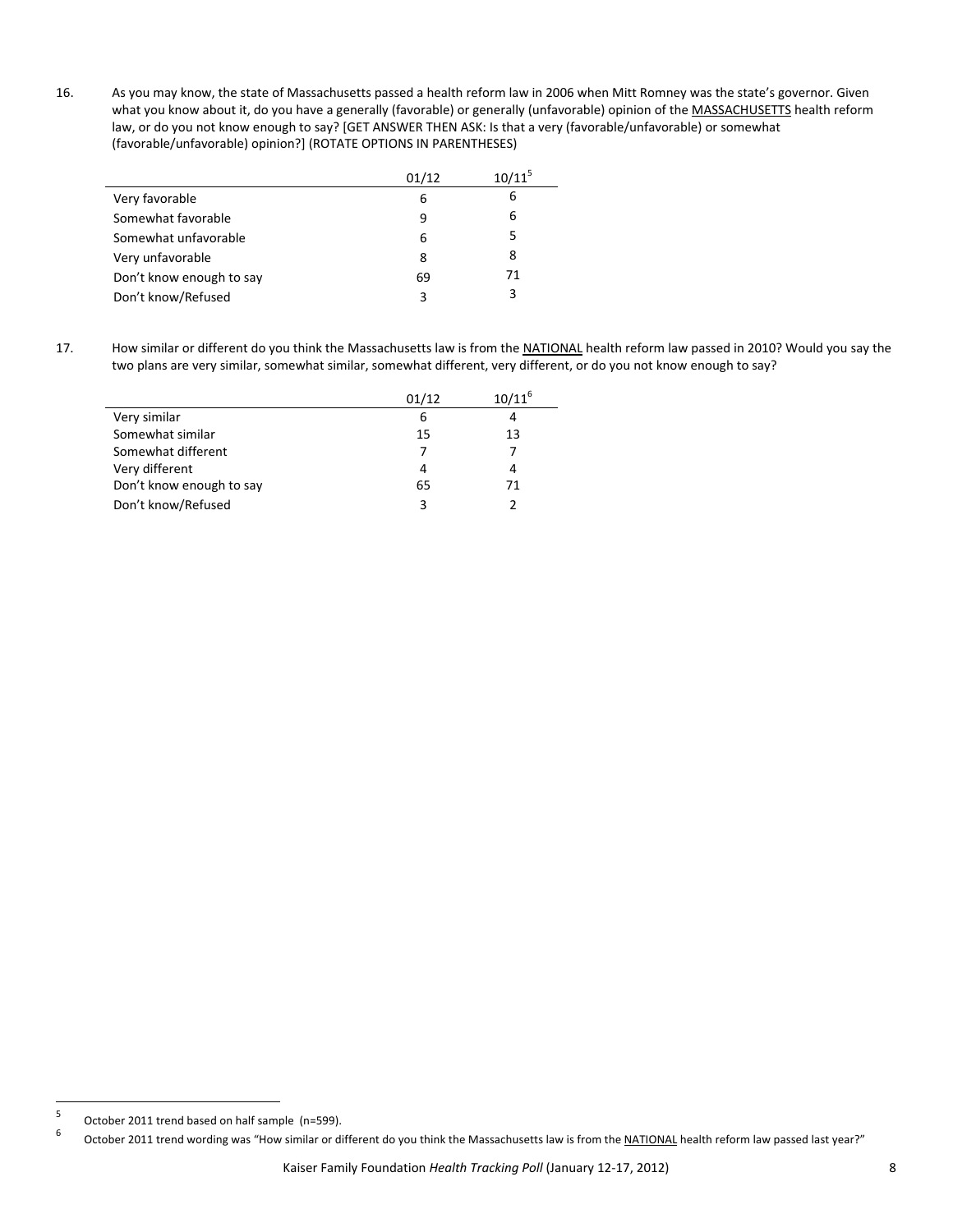16. As you may know, the state of Massachusetts passed a health reform law in 2006 when Mitt Romney was the state's governor. Given what you know about it, do you have a generally (favorable) or generally (unfavorable) opinion of the MASSACHUSETTS health reform law, or do you not know enough to say? [GET ANSWER THEN ASK: Is that a very (favorable/unfavorable) or somewhat (favorable/unfavorable) opinion?] (ROTATE OPTIONS IN PARENTHESES)

| | 01/12 | 10/11[5] |
|---|---|---|
| Very favorable | 6 | 6 |
| Somewhat favorable | 9 | 6 |
| Somewhat unfavorable | 6 | 5 |
| Very unfavorable | 8 | 8 |
| Don't know enough to say | 69 | 71 |
| Don't know/Refused | 3 | 3 |

17. How similar or different do you think the Massachusetts law is from the NATIONAL health reform law passed in 2010? Would you say the two plans are very similar, somewhat similar, somewhat different, very different, or do you not know enough to say?

| | 01/12 | 10/11[6] |
|---|---|---|
| Very similar | 6 | 4 |
| Somewhat similar | 15 | 13 |
| Somewhat different | 7 | 7 |
| Very different | 4 | 4 |
| Don't know enough to say | 65 | 71 |
| Don't know/Refused | 3 | 2 |

[5] October 2011 trend based on half sample (n=599).

[6] October 2011 trend wording was "How similar or different do you think the Massachusetts law is from the NATIONAL health reform law passed last year?"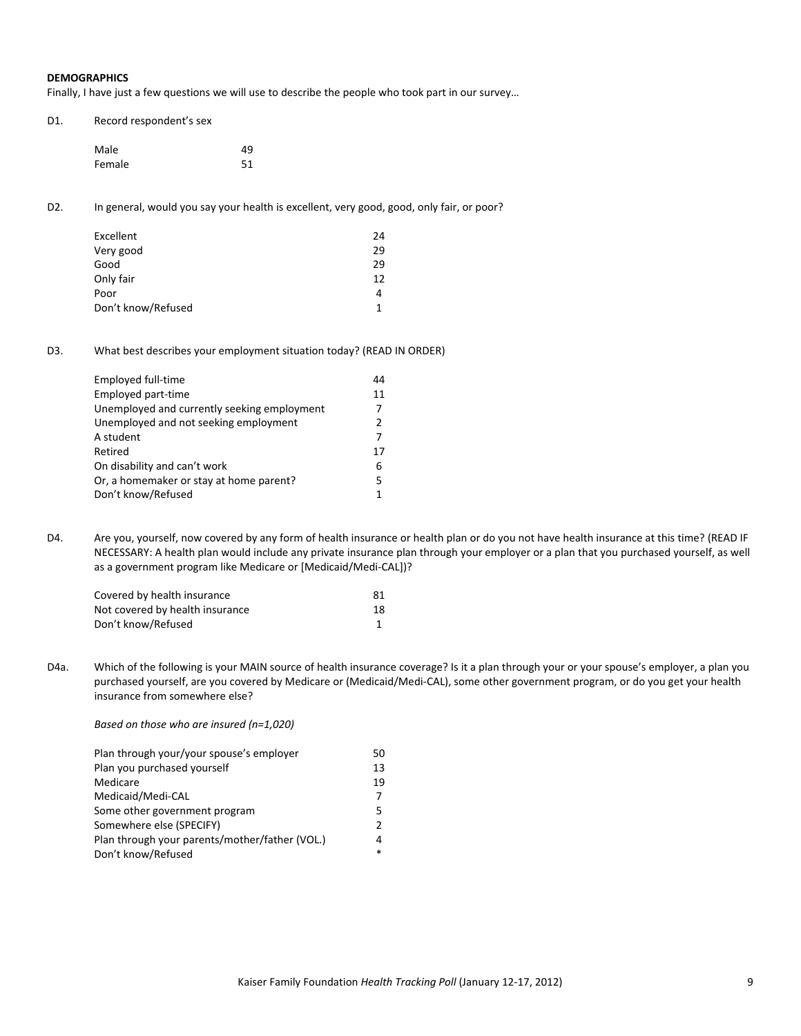**DEMOGRAPHICS**

Finally, I have just a few questions we will use to describe the people who took part in our survey…

D1. Record respondent's sex

| | |
|---|---|
| Male | 49 |
| Female | 51 |

D2. In general, would you say your health is excellent, very good, good, only fair, or poor?

| | |
|---|---|
| Excellent | 24 |
| Very good | 29 |
| Good | 29 |
| Only fair | 12 |
| Poor | 4 |
| Don't know/Refused | 1 |

D3. What best describes your employment situation today? (READ IN ORDER)

| | |
|---|---|
| Employed full-time | 44 |
| Employed part-time | 11 |
| Unemployed and currently seeking employment | 7 |
| Unemployed and not seeking employment | 2 |
| A student | 7 |
| Retired | 17 |
| On disability and can't work | 6 |
| Or, a homemaker or stay at home parent? | 5 |
| Don't know/Refused | 1 |

D4. Are you, yourself, now covered by any form of health insurance or health plan or do you not have health insurance at this time? (READ IF NECESSARY: A health plan would include any private insurance plan through your employer or a plan that you purchased yourself, as well as a government program like Medicare or [Medicaid/Medi-CAL])?

| | |
|---|---|
| Covered by health insurance | 81 |
| Not covered by health insurance | 18 |
| Don't know/Refused | 1 |

D4a. Which of the following is your MAIN source of health insurance coverage? Is it a plan through your or your spouse's employer, a plan you purchased yourself, are you covered by Medicare or (Medicaid/Medi-CAL), some other government program, or do you get your health insurance from somewhere else?

*Based on those who are insured (n=1,020)*

| | |
|---|---|
| Plan through your/your spouse's employer | 50 |
| Plan you purchased yourself | 13 |
| Medicare | 19 |
| Medicaid/Medi-CAL | 7 |
| Some other government program | 5 |
| Somewhere else (SPECIFY) | 2 |
| Plan through your parents/mother/father (VOL.) | 4 |
| Don't know/Refused | * |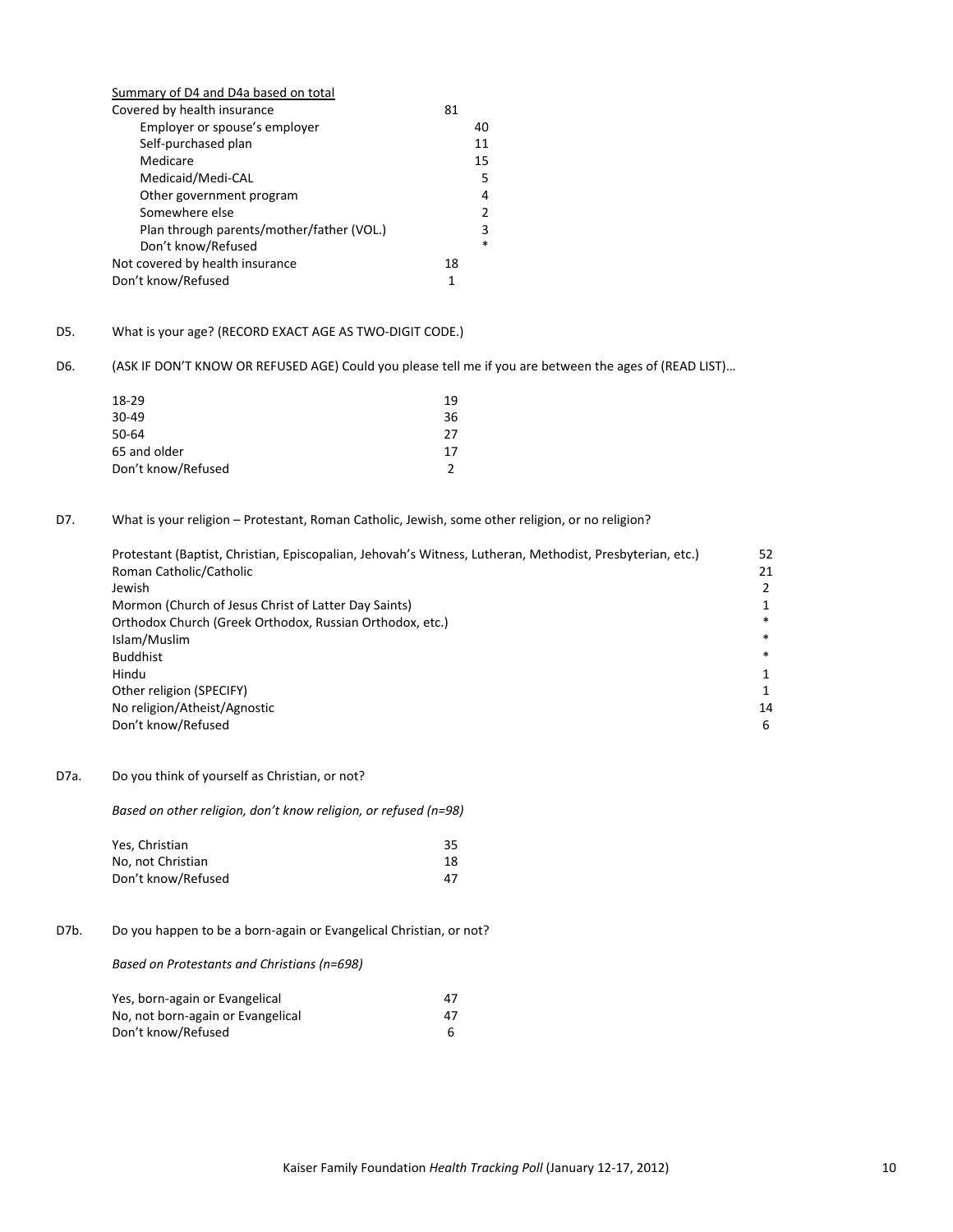Summary of D4 and D4a based on total

| | | |
|---|---|---|
| Covered by health insurance | 81 | |
| Employer or spouse's employer | | 40 |
| Self-purchased plan | | 11 |
| Medicare | | 15 |
| Medicaid/Medi-CAL | | 5 |
| Other government program | | 4 |
| Somewhere else | | 2 |
| Plan through parents/mother/father (VOL.) | | 3 |
| Don't know/Refused | | * |
| Not covered by health insurance | 18 | |
| Don't know/Refused | 1 | |

D5. What is your age? (RECORD EXACT AGE AS TWO-DIGIT CODE.)

D6. (ASK IF DON'T KNOW OR REFUSED AGE) Could you please tell me if you are between the ages of (READ LIST)…

| | |
|---|---|
| 18-29 | 19 |
| 30-49 | 36 |
| 50-64 | 27 |
| 65 and older | 17 |
| Don't know/Refused | 2 |

D7. What is your religion – Protestant, Roman Catholic, Jewish, some other religion, or no religion?

| | |
|---|---|
| Protestant (Baptist, Christian, Episcopalian, Jehovah's Witness, Lutheran, Methodist, Presbyterian, etc.) | 52 |
| Roman Catholic/Catholic | 21 |
| Jewish | 2 |
| Mormon (Church of Jesus Christ of Latter Day Saints) | 1 |
| Orthodox Church (Greek Orthodox, Russian Orthodox, etc.) | * |
| Islam/Muslim | * |
| Buddhist | * |
| Hindu | 1 |
| Other religion (SPECIFY) | 1 |
| No religion/Atheist/Agnostic | 14 |
| Don't know/Refused | 6 |

D7a. Do you think of yourself as Christian, or not?

*Based on other religion, don't know religion, or refused (n=98)*

| | |
|---|---|
| Yes, Christian | 35 |
| No, not Christian | 18 |
| Don't know/Refused | 47 |

D7b. Do you happen to be a born-again or Evangelical Christian, or not?

*Based on Protestants and Christians (n=698)*

| | |
|---|---|
| Yes, born-again or Evangelical | 47 |
| No, not born-again or Evangelical | 47 |
| Don't know/Refused | 6 |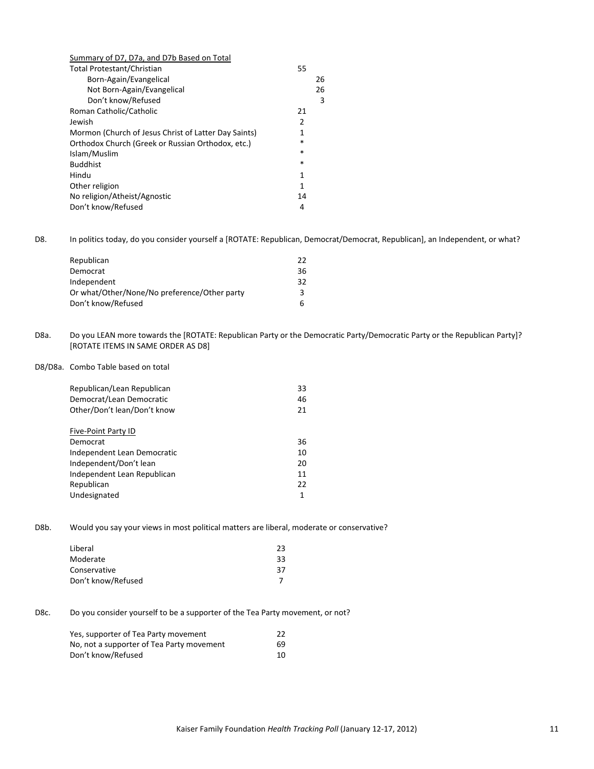Summary of D7, D7a, and D7b Based on Total

| | | |
|---|---|---|
| Total Protestant/Christian | 55 | |
| Born-Again/Evangelical | | 26 |
| Not Born-Again/Evangelical | | 26 |
| Don't know/Refused | | 3 |
| Roman Catholic/Catholic | 21 | |
| Jewish | 2 | |
| Mormon (Church of Jesus Christ of Latter Day Saints) | 1 | |
| Orthodox Church (Greek or Russian Orthodox, etc.) | * | |
| Islam/Muslim | * | |
| Buddhist | * | |
| Hindu | 1 | |
| Other religion | 1 | |
| No religion/Atheist/Agnostic | 14 | |
| Don't know/Refused | 4 | |

D8. In politics today, do you consider yourself a [ROTATE: Republican, Democrat/Democrat, Republican], an Independent, or what?

| | |
|---|---|
| Republican | 22 |
| Democrat | 36 |
| Independent | 32 |
| Or what/Other/None/No preference/Other party | 3 |
| Don't know/Refused | 6 |

D8a. Do you LEAN more towards the [ROTATE: Republican Party or the Democratic Party/Democratic Party or the Republican Party]? [ROTATE ITEMS IN SAME ORDER AS D8]

D8/D8a. Combo Table based on total

| | |
|---|---|
| Republican/Lean Republican | 33 |
| Democrat/Lean Democratic | 46 |
| Other/Don't lean/Don't know | 21 |

Five-Point Party ID

| | |
|---|---|
| Democrat | 36 |
| Independent Lean Democratic | 10 |
| Independent/Don't lean | 20 |
| Independent Lean Republican | 11 |
| Republican | 22 |
| Undesignated | 1 |

D8b. Would you say your views in most political matters are liberal, moderate or conservative?

| | |
|---|---|
| Liberal | 23 |
| Moderate | 33 |
| Conservative | 37 |
| Don't know/Refused | 7 |

D8c. Do you consider yourself to be a supporter of the Tea Party movement, or not?

| | |
|---|---|
| Yes, supporter of Tea Party movement | 22 |
| No, not a supporter of Tea Party movement | 69 |
| Don't know/Refused | 10 |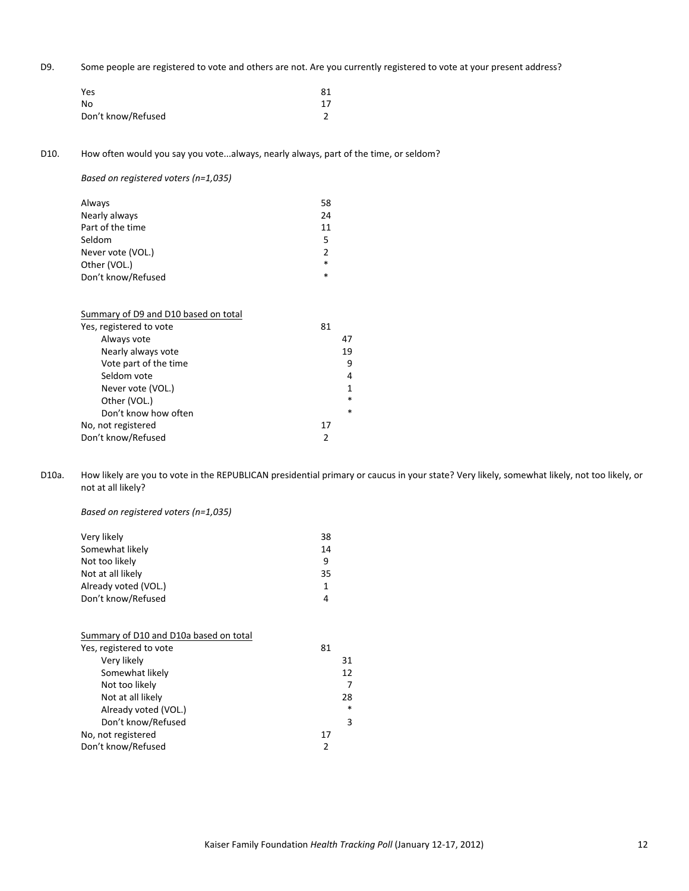D9. Some people are registered to vote and others are not. Are you currently registered to vote at your present address?

| | |
|---|---|
| Yes | 81 |
| No | 17 |
| Don't know/Refused | 2 |

D10. How often would you say you vote...always, nearly always, part of the time, or seldom?

*Based on registered voters (n=1,035)*

| | |
|---|---|
| Always | 58 |
| Nearly always | 24 |
| Part of the time | 11 |
| Seldom | 5 |
| Never vote (VOL.) | 2 |
| Other (VOL.) | * |
| Don't know/Refused | * |

| Summary of D9 and D10 based on total | | |
|---|---|---|
| Yes, registered to vote | 81 | |
| Always vote | | 47 |
| Nearly always vote | | 19 |
| Vote part of the time | | 9 |
| Seldom vote | | 4 |
| Never vote (VOL.) | | 1 |
| Other (VOL.) | | * |
| Don't know how often | | * |
| No, not registered | 17 | |
| Don't know/Refused | 2 | |

D10a. How likely are you to vote in the REPUBLICAN presidential primary or caucus in your state? Very likely, somewhat likely, not too likely, or not at all likely?

*Based on registered voters (n=1,035)*

| | |
|---|---|
| Very likely | 38 |
| Somewhat likely | 14 |
| Not too likely | 9 |
| Not at all likely | 35 |
| Already voted (VOL.) | 1 |
| Don't know/Refused | 4 |

| Summary of D10 and D10a based on total | | |
|---|---|---|
| Yes, registered to vote | 81 | |
| Very likely | | 31 |
| Somewhat likely | | 12 |
| Not too likely | | 7 |
| Not at all likely | | 28 |
| Already voted (VOL.) | | * |
| Don't know/Refused | | 3 |
| No, not registered | 17 | |
| Don't know/Refused | 2 | |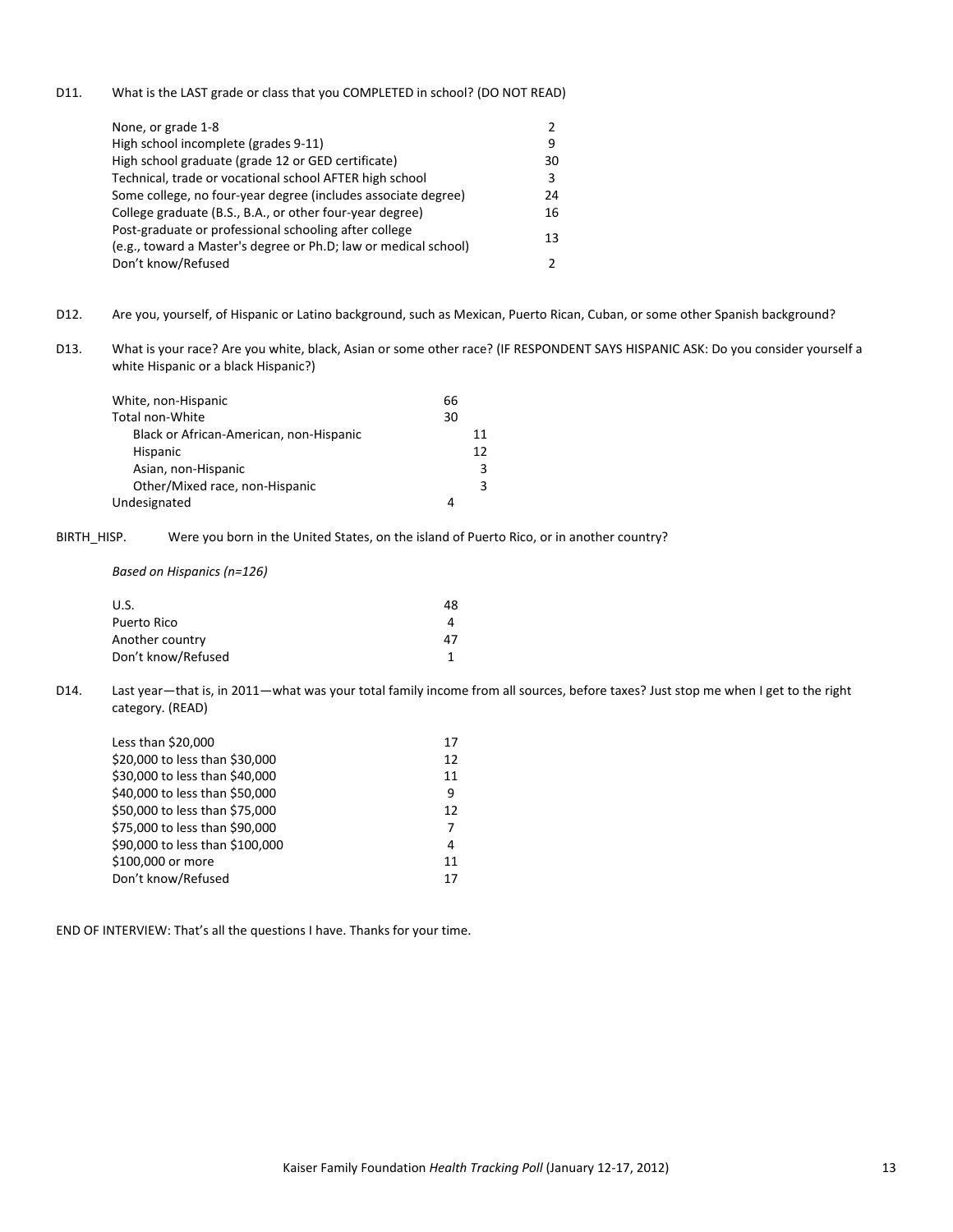D11. What is the LAST grade or class that you COMPLETED in school? (DO NOT READ)

| | |
|---|---|
| None, or grade 1-8 | 2 |
| High school incomplete (grades 9-11) | 9 |
| High school graduate (grade 12 or GED certificate) | 30 |
| Technical, trade or vocational school AFTER high school | 3 |
| Some college, no four-year degree (includes associate degree) | 24 |
| College graduate (B.S., B.A., or other four-year degree) | 16 |
| Post-graduate or professional schooling after college (e.g., toward a Master's degree or Ph.D; law or medical school) | 13 |
| Don't know/Refused | 2 |

D12. Are you, yourself, of Hispanic or Latino background, such as Mexican, Puerto Rican, Cuban, or some other Spanish background?

D13. What is your race? Are you white, black, Asian or some other race? (IF RESPONDENT SAYS HISPANIC ASK: Do you consider yourself a white Hispanic or a black Hispanic?)

| | | |
|---|---|---|
| White, non-Hispanic | 66 | |
| Total non-White | 30 | |
| Black or African-American, non-Hispanic | | 11 |
| Hispanic | | 12 |
| Asian, non-Hispanic | | 3 |
| Other/Mixed race, non-Hispanic | | 3 |
| Undesignated | 4 | |

BIRTH_HISP. Were you born in the United States, on the island of Puerto Rico, or in another country?

*Based on Hispanics (n=126)*

| | |
|---|---|
| U.S. | 48 |
| Puerto Rico | 4 |
| Another country | 47 |
| Don't know/Refused | 1 |

D14. Last year—that is, in 2011—what was your total family income from all sources, before taxes? Just stop me when I get to the right category. (READ)

| | |
|---|---|
| Less than $20,000 | 17 |
| $20,000 to less than $30,000 | 12 |
| $30,000 to less than $40,000 | 11 |
| $40,000 to less than $50,000 | 9 |
| $50,000 to less than $75,000 | 12 |
| $75,000 to less than $90,000 | 7 |
| $90,000 to less than $100,000 | 4 |
| $100,000 or more | 11 |
| Don't know/Refused | 17 |

END OF INTERVIEW: That's all the questions I have. Thanks for your time.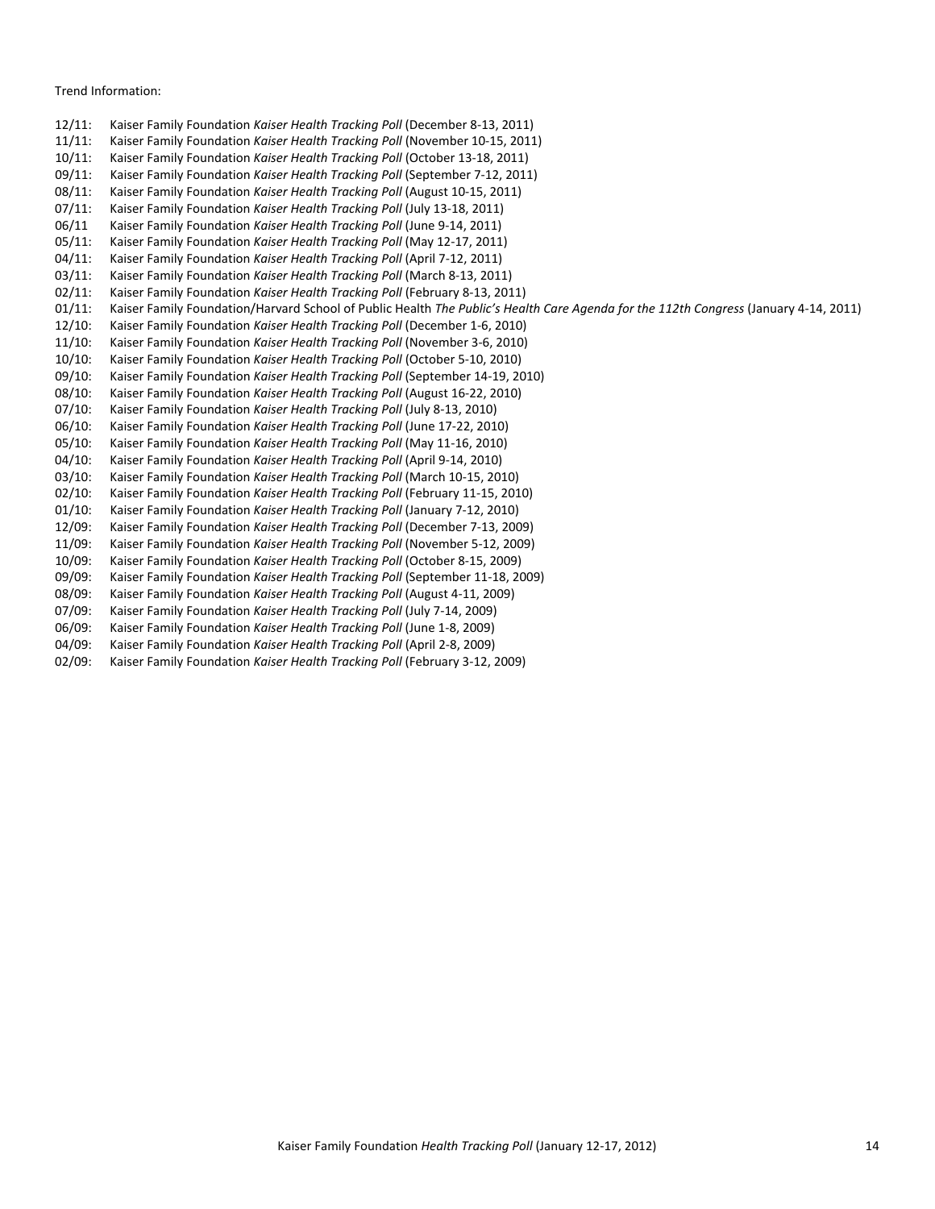Trend Information:

12/11: Kaiser Family Foundation *Kaiser Health Tracking Poll* (December 8-13, 2011)
11/11: Kaiser Family Foundation *Kaiser Health Tracking Poll* (November 10-15, 2011)
10/11: Kaiser Family Foundation *Kaiser Health Tracking Poll* (October 13-18, 2011)
09/11: Kaiser Family Foundation *Kaiser Health Tracking Poll* (September 7-12, 2011)
08/11: Kaiser Family Foundation *Kaiser Health Tracking Poll* (August 10-15, 2011)
07/11: Kaiser Family Foundation *Kaiser Health Tracking Poll* (July 13-18, 2011)
06/11 Kaiser Family Foundation *Kaiser Health Tracking Poll* (June 9-14, 2011)
05/11: Kaiser Family Foundation *Kaiser Health Tracking Poll* (May 12-17, 2011)
04/11: Kaiser Family Foundation *Kaiser Health Tracking Poll* (April 7-12, 2011)
03/11: Kaiser Family Foundation *Kaiser Health Tracking Poll* (March 8-13, 2011)
02/11: Kaiser Family Foundation *Kaiser Health Tracking Poll* (February 8-13, 2011)
01/11: Kaiser Family Foundation/Harvard School of Public Health *The Public's Health Care Agenda for the 112th Congress* (January 4-14, 2011)
12/10: Kaiser Family Foundation *Kaiser Health Tracking Poll* (December 1-6, 2010)
11/10: Kaiser Family Foundation *Kaiser Health Tracking Poll* (November 3-6, 2010)
10/10: Kaiser Family Foundation *Kaiser Health Tracking Poll* (October 5-10, 2010)
09/10: Kaiser Family Foundation *Kaiser Health Tracking Poll* (September 14-19, 2010)
08/10: Kaiser Family Foundation *Kaiser Health Tracking Poll* (August 16-22, 2010)
07/10: Kaiser Family Foundation *Kaiser Health Tracking Poll* (July 8-13, 2010)
06/10: Kaiser Family Foundation *Kaiser Health Tracking Poll* (June 17-22, 2010)
05/10: Kaiser Family Foundation *Kaiser Health Tracking Poll* (May 11-16, 2010)
04/10: Kaiser Family Foundation *Kaiser Health Tracking Poll* (April 9-14, 2010)
03/10: Kaiser Family Foundation *Kaiser Health Tracking Poll* (March 10-15, 2010)
02/10: Kaiser Family Foundation *Kaiser Health Tracking Poll* (February 11-15, 2010)
01/10: Kaiser Family Foundation *Kaiser Health Tracking Poll* (January 7-12, 2010)
12/09: Kaiser Family Foundation *Kaiser Health Tracking Poll* (December 7-13, 2009)
11/09: Kaiser Family Foundation *Kaiser Health Tracking Poll* (November 5-12, 2009)
10/09: Kaiser Family Foundation *Kaiser Health Tracking Poll* (October 8-15, 2009)
09/09: Kaiser Family Foundation *Kaiser Health Tracking Poll* (September 11-18, 2009)
08/09: Kaiser Family Foundation *Kaiser Health Tracking Poll* (August 4-11, 2009)
07/09: Kaiser Family Foundation *Kaiser Health Tracking Poll* (July 7-14, 2009)
06/09: Kaiser Family Foundation *Kaiser Health Tracking Poll* (June 1-8, 2009)
04/09: Kaiser Family Foundation *Kaiser Health Tracking Poll* (April 2-8, 2009)
02/09: Kaiser Family Foundation *Kaiser Health Tracking Poll* (February 3-12, 2009)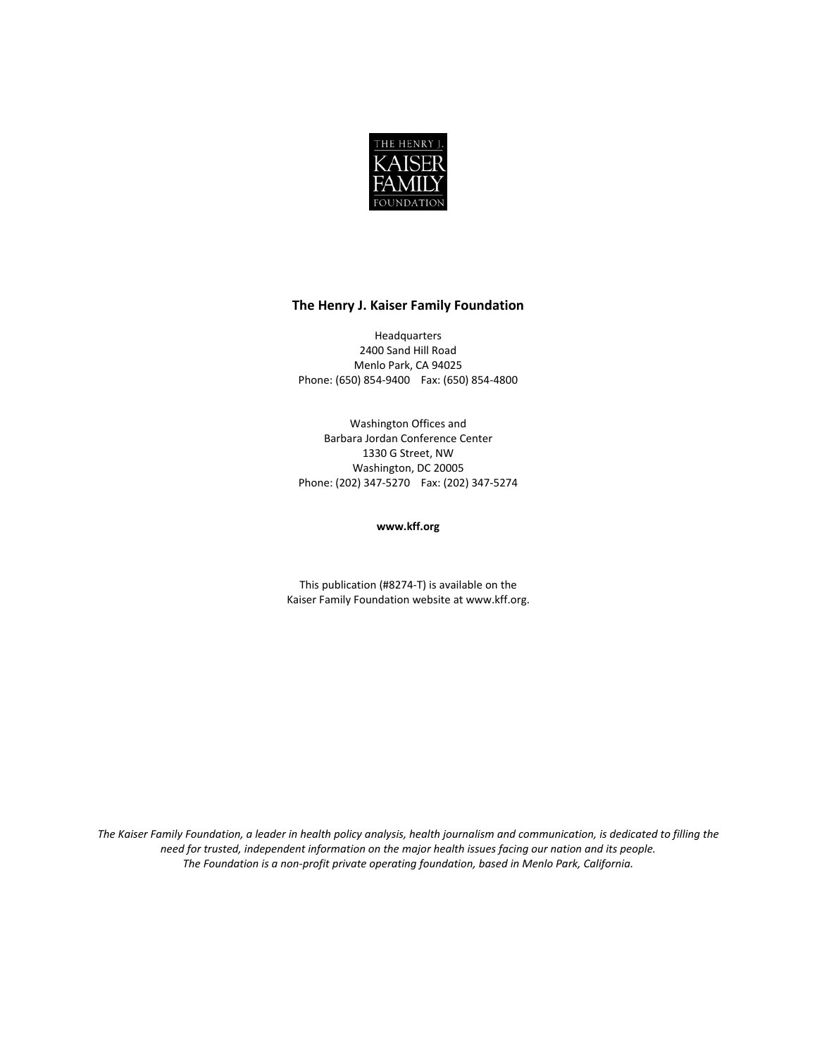THE HENRY J.
KAISER
FAMILY
FOUNDATION

**The Henry J. Kaiser Family Foundation**

Headquarters
2400 Sand Hill Road
Menlo Park, CA 94025
Phone: (650) 854-9400 Fax: (650) 854-4800

Washington Offices and
Barbara Jordan Conference Center
1330 G Street, NW
Washington, DC 20005
Phone: (202) 347-5270 Fax: (202) 347-5274

**www.kff.org**

This publication (#8274-T) is available on the
Kaiser Family Foundation website at www.kff.org.

*The Kaiser Family Foundation, a leader in health policy analysis, health journalism and communication, is dedicated to filling the need for trusted, independent information on the major health issues facing our nation and its people.*
*The Foundation is a non-profit private operating foundation, based in Menlo Park, California.*